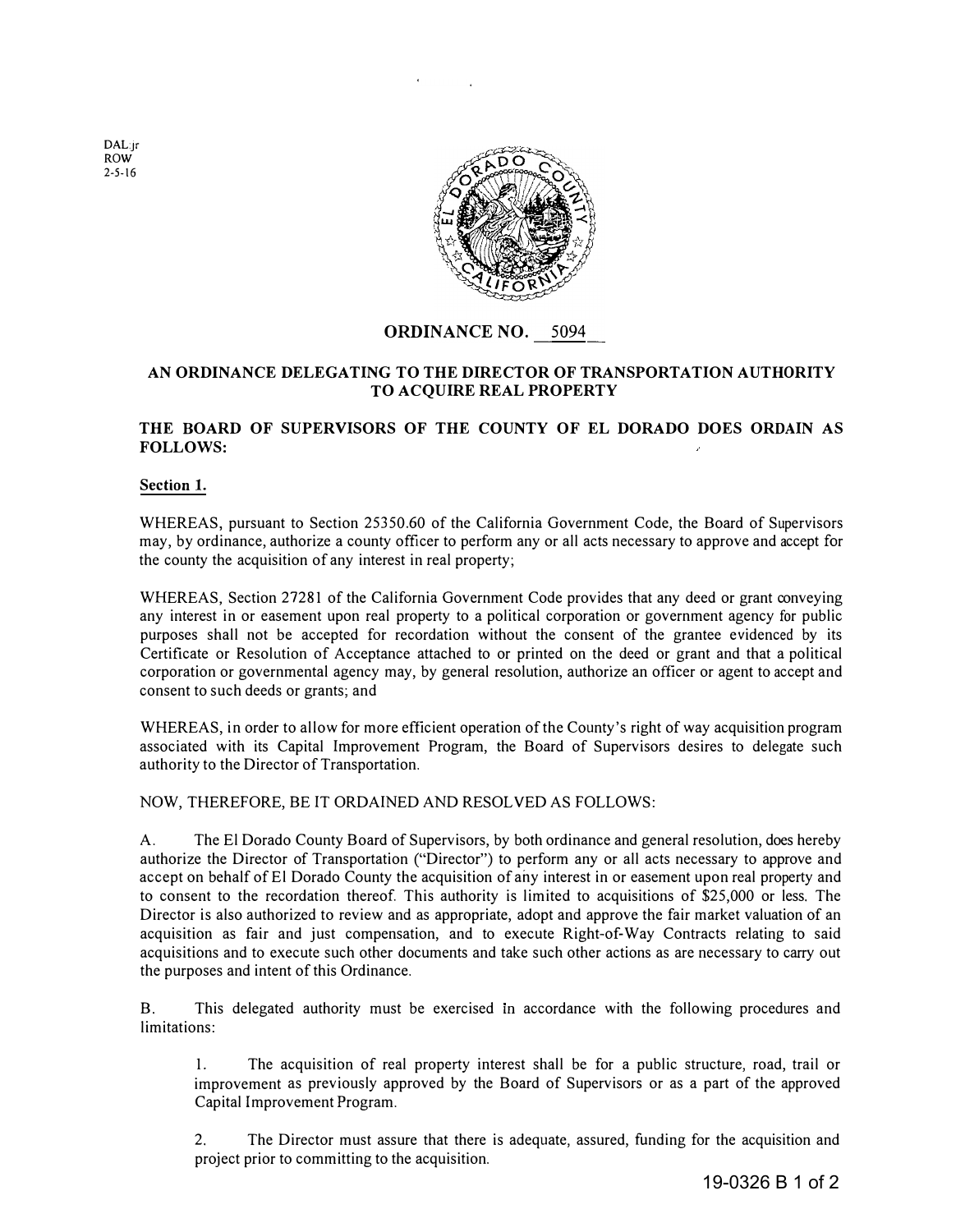DAL:jr
ROW
2-5-16

## ORDINANCE NO. 5094

### AN ORDINANCE DELEGATING TO THE DIRECTOR OF TRANSPORTATION AUTHORITY TO ACQUIRE REAL PROPERTY

**THE BOARD OF SUPERVISORS OF THE COUNTY OF EL DORADO DOES ORDAIN AS FOLLOWS:**

**Section 1.**

WHEREAS, pursuant to Section 25350.60 of the California Government Code, the Board of Supervisors may, by ordinance, authorize a county officer to perform any or all acts necessary to approve and accept for the county the acquisition of any interest in real property;

WHEREAS, Section 27281 of the California Government Code provides that any deed or grant conveying any interest in or easement upon real property to a political corporation or government agency for public purposes shall not be accepted for recordation without the consent of the grantee evidenced by its Certificate or Resolution of Acceptance attached to or printed on the deed or grant and that a political corporation or governmental agency may, by general resolution, authorize an officer or agent to accept and consent to such deeds or grants; and

WHEREAS, in order to allow for more efficient operation of the County's right of way acquisition program associated with its Capital Improvement Program, the Board of Supervisors desires to delegate such authority to the Director of Transportation.

NOW, THEREFORE, BE IT ORDAINED AND RESOLVED AS FOLLOWS:

A. The El Dorado County Board of Supervisors, by both ordinance and general resolution, does hereby authorize the Director of Transportation ("Director") to perform any or all acts necessary to approve and accept on behalf of El Dorado County the acquisition of any interest in or easement upon real property and to consent to the recordation thereof. This authority is limited to acquisitions of $25,000 or less. The Director is also authorized to review and as appropriate, adopt and approve the fair market valuation of an acquisition as fair and just compensation, and to execute Right-of-Way Contracts relating to said acquisitions and to execute such other documents and take such other actions as are necessary to carry out the purposes and intent of this Ordinance.

B. This delegated authority must be exercised in accordance with the following procedures and limitations:

1. The acquisition of real property interest shall be for a public structure, road, trail or improvement as previously approved by the Board of Supervisors or as a part of the approved Capital Improvement Program.

2. The Director must assure that there is adequate, assured, funding for the acquisition and project prior to committing to the acquisition.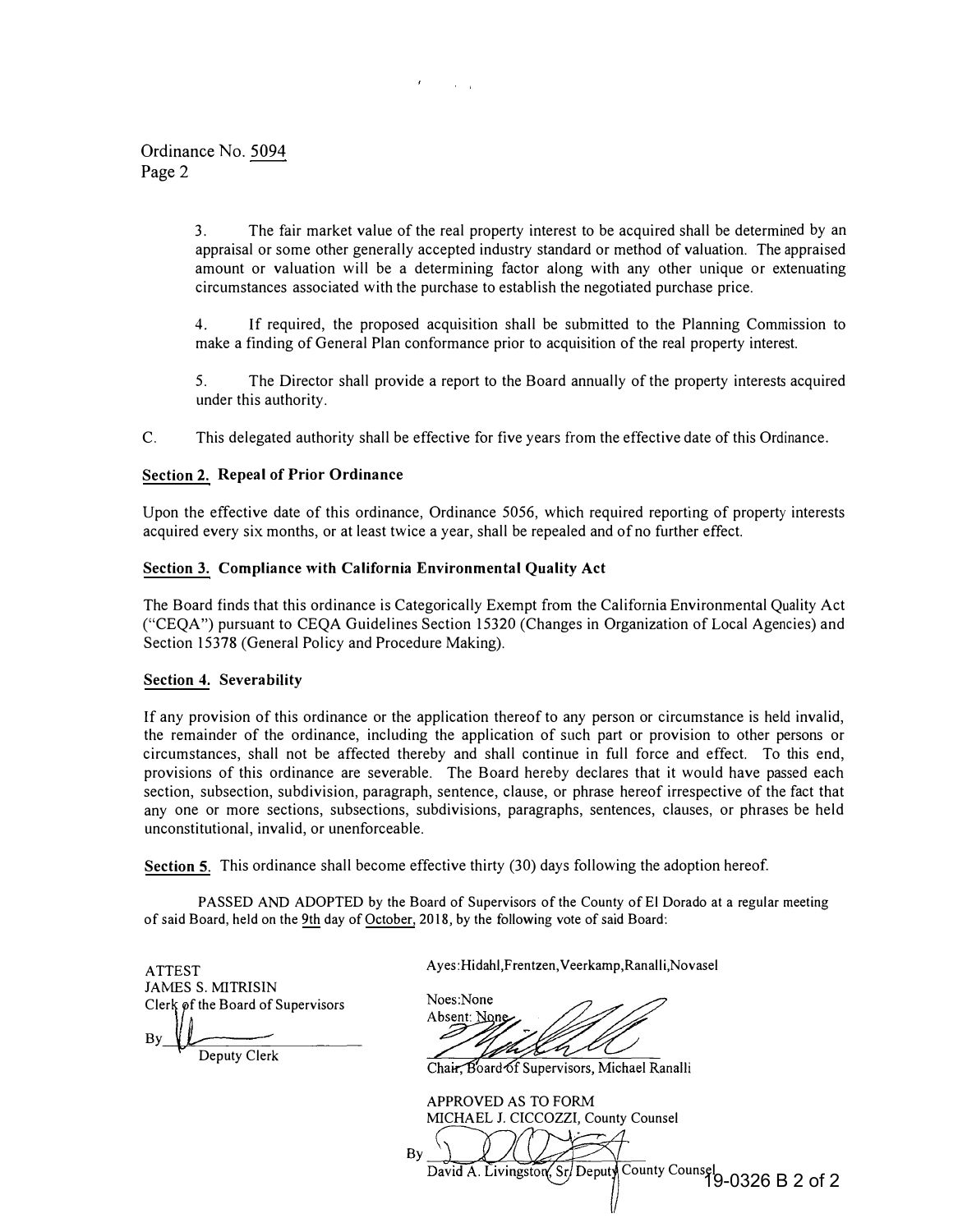Ordinance No. 5094
Page 2

3. The fair market value of the real property interest to be acquired shall be determined by an appraisal or some other generally accepted industry standard or method of valuation. The appraised amount or valuation will be a determining factor along with any other unique or extenuating circumstances associated with the purchase to establish the negotiated purchase price.

4. If required, the proposed acquisition shall be submitted to the Planning Commission to make a finding of General Plan conformance prior to acquisition of the real property interest.

5. The Director shall provide a report to the Board annually of the property interests acquired under this authority.

C. This delegated authority shall be effective for five years from the effective date of this Ordinance.

**Section 2. Repeal of Prior Ordinance**

Upon the effective date of this ordinance, Ordinance 5056, which required reporting of property interests acquired every six months, or at least twice a year, shall be repealed and of no further effect.

**Section 3. Compliance with California Environmental Quality Act**

The Board finds that this ordinance is Categorically Exempt from the California Environmental Quality Act ("CEQA") pursuant to CEQA Guidelines Section 15320 (Changes in Organization of Local Agencies) and Section 15378 (General Policy and Procedure Making).

**Section 4. Severability**

If any provision of this ordinance or the application thereof to any person or circumstance is held invalid, the remainder of the ordinance, including the application of such part or provision to other persons or circumstances, shall not be affected thereby and shall continue in full force and effect. To this end, provisions of this ordinance are severable. The Board hereby declares that it would have passed each section, subsection, subdivision, paragraph, sentence, clause, or phrase hereof irrespective of the fact that any one or more sections, subsections, subdivisions, paragraphs, sentences, clauses, or phrases be held unconstitutional, invalid, or unenforceable.

**Section 5.** This ordinance shall become effective thirty (30) days following the adoption hereof.

PASSED AND ADOPTED by the Board of Supervisors of the County of El Dorado at a regular meeting of said Board, held on the 9th day of October, 2018, by the following vote of said Board:

Ayes: Hidahl, Frentzen, Veerkamp, Ranalli, Novasel

Noes: None

Absent: None

ATTEST
JAMES S. MITRISIN
Clerk of the Board of Supervisors

By ______________________
Deputy Clerk

______________________
Chair, Board of Supervisors, Michael Ranalli

APPROVED AS TO FORM
MICHAEL J. CICCOZZI, County Counsel

By ______________________
David A. Livingston, Sr. Deputy County Counsel

19-0326 B 2 of 2